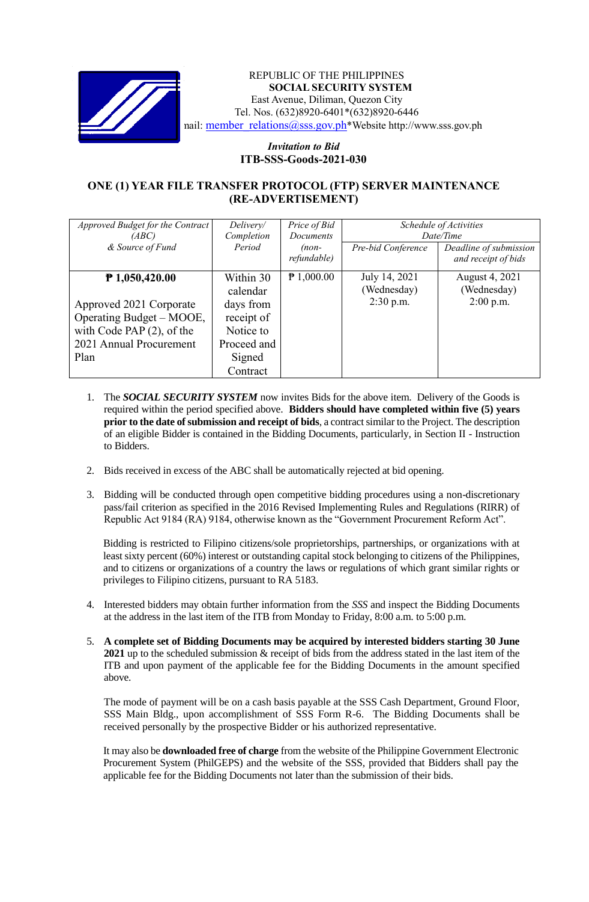REPUBLIC OF THE PHILIPPINES
**SOCIAL SECURITY SYSTEM**
East Avenue, Diliman, Quezon City
Tel. Nos. (632)8920-6401*(632)8920-6446
nail: member_relations@sss.gov.ph*Website http://www.sss.gov.ph

***Invitation to Bid***
**ITB-SSS-Goods-2021-030**

## ONE (1) YEAR FILE TRANSFER PROTOCOL (FTP) SERVER MAINTENANCE (RE-ADVERTISEMENT)

| *Approved Budget for the Contract (ABC) & Source of Fund* | *Delivery/ Completion Period* | *Price of Bid Documents (non-refundable)* | *Schedule of Activities Date/Time* | |
|---|---|---|---|---|
| | | | *Pre-bid Conference* | *Deadline of submission and receipt of bids* |
| **₱ 1,050,420.00** Approved 2021 Corporate Operating Budget – MOOE, with Code PAP (2), of the 2021 Annual Procurement Plan | Within 30 calendar days from receipt of Notice to Proceed and Signed Contract | ₱ 1,000.00 | July 14, 2021 (Wednesday) 2:30 p.m. | August 4, 2021 (Wednesday) 2:00 p.m. |

1. The ***SOCIAL SECURITY SYSTEM*** now invites Bids for the above item. Delivery of the Goods is required within the period specified above. **Bidders should have completed within five (5) years prior to the date of submission and receipt of bids**, a contract similar to the Project. The description of an eligible Bidder is contained in the Bidding Documents, particularly, in Section II - Instruction to Bidders.

2. Bids received in excess of the ABC shall be automatically rejected at bid opening.

3. Bidding will be conducted through open competitive bidding procedures using a non-discretionary pass/fail criterion as specified in the 2016 Revised Implementing Rules and Regulations (RIRR) of Republic Act 9184 (RA) 9184, otherwise known as the "Government Procurement Reform Act".

   Bidding is restricted to Filipino citizens/sole proprietorships, partnerships, or organizations with at least sixty percent (60%) interest or outstanding capital stock belonging to citizens of the Philippines, and to citizens or organizations of a country the laws or regulations of which grant similar rights or privileges to Filipino citizens, pursuant to RA 5183.

4. Interested bidders may obtain further information from the *SSS* and inspect the Bidding Documents at the address in the last item of the ITB from Monday to Friday, 8:00 a.m. to 5:00 p.m.

5. **A complete set of Bidding Documents may be acquired by interested bidders starting 30 June 2021** up to the scheduled submission & receipt of bids from the address stated in the last item of the ITB and upon payment of the applicable fee for the Bidding Documents in the amount specified above.

   The mode of payment will be on a cash basis payable at the SSS Cash Department, Ground Floor, SSS Main Bldg., upon accomplishment of SSS Form R-6. The Bidding Documents shall be received personally by the prospective Bidder or his authorized representative.

   It may also be **downloaded free of charge** from the website of the Philippine Government Electronic Procurement System (PhilGEPS) and the website of the SSS, provided that Bidders shall pay the applicable fee for the Bidding Documents not later than the submission of their bids.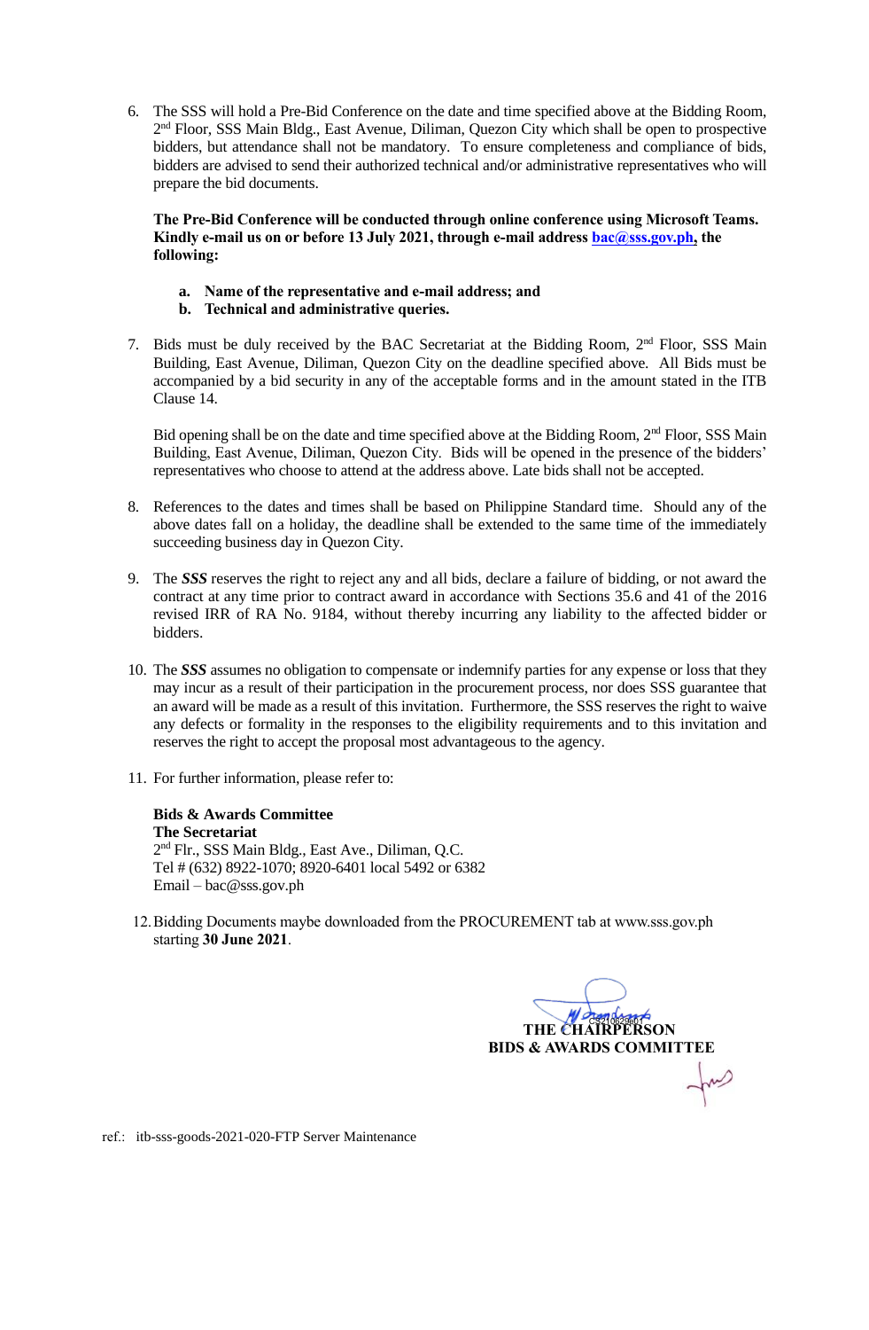6. The SSS will hold a Pre-Bid Conference on the date and time specified above at the Bidding Room, 2nd Floor, SSS Main Bldg., East Avenue, Diliman, Quezon City which shall be open to prospective bidders, but attendance shall not be mandatory. To ensure completeness and compliance of bids, bidders are advised to send their authorized technical and/or administrative representatives who will prepare the bid documents.

   **The Pre-Bid Conference will be conducted through online conference using Microsoft Teams. Kindly e-mail us on or before 13 July 2021, through e-mail address bac@sss.gov.ph, the following:**

   **a. Name of the representative and e-mail address; and**
   **b. Technical and administrative queries.**

7. Bids must be duly received by the BAC Secretariat at the Bidding Room, 2nd Floor, SSS Main Building, East Avenue, Diliman, Quezon City on the deadline specified above. All Bids must be accompanied by a bid security in any of the acceptable forms and in the amount stated in the ITB Clause 14.

   Bid opening shall be on the date and time specified above at the Bidding Room, 2nd Floor, SSS Main Building, East Avenue, Diliman, Quezon City. Bids will be opened in the presence of the bidders' representatives who choose to attend at the address above. Late bids shall not be accepted.

8. References to the dates and times shall be based on Philippine Standard time. Should any of the above dates fall on a holiday, the deadline shall be extended to the same time of the immediately succeeding business day in Quezon City.

9. The ***SSS*** reserves the right to reject any and all bids, declare a failure of bidding, or not award the contract at any time prior to contract award in accordance with Sections 35.6 and 41 of the 2016 revised IRR of RA No. 9184, without thereby incurring any liability to the affected bidder or bidders.

10. The ***SSS*** assumes no obligation to compensate or indemnify parties for any expense or loss that they may incur as a result of their participation in the procurement process, nor does SSS guarantee that an award will be made as a result of this invitation. Furthermore, the SSS reserves the right to waive any defects or formality in the responses to the eligibility requirements and to this invitation and reserves the right to accept the proposal most advantageous to the agency.

11. For further information, please refer to:

    **Bids & Awards Committee**
    **The Secretariat**
    2nd Flr., SSS Main Bldg., East Ave., Diliman, Q.C.
    Tel # (632) 8922-1070; 8920-6401 local 5492 or 6382
    Email – bac@sss.gov.ph

12. Bidding Documents maybe downloaded from the PROCUREMENT tab at www.sss.gov.ph starting **30 June 2021**.

**THE CHAIRPERSON**
**BIDS & AWARDS COMMITTEE**

ref.: itb-sss-goods-2021-020-FTP Server Maintenance